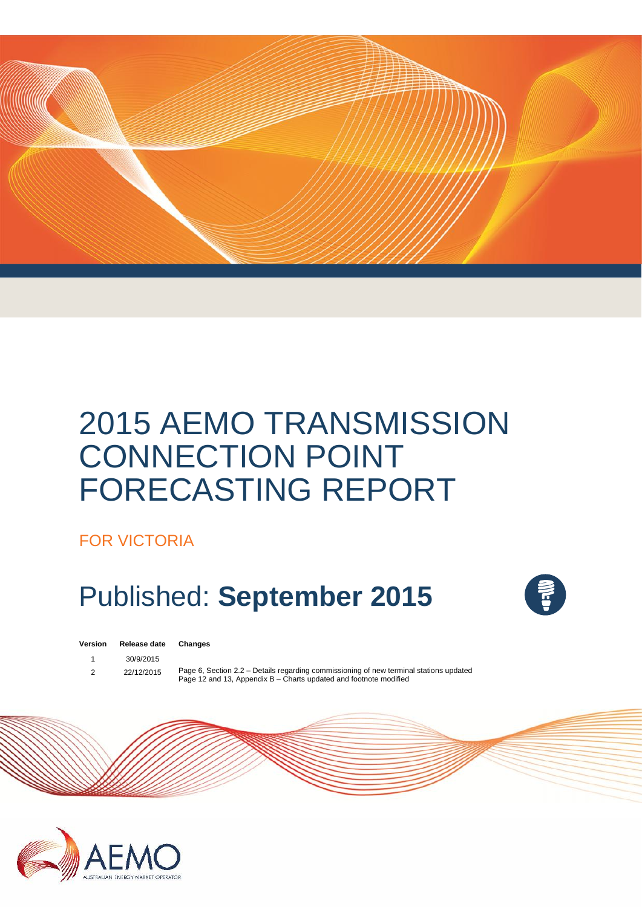# 2015 AEMO TRANSMISSION CONNECTION POINT FORECASTING REPORT

## FOR VICTORIA

# Published: **September 2015**

| Version | Release date | Changes |
|---|---|---|
| 1 | 30/9/2015 | |
| 2 | 22/12/2015 | Page 6, Section 2.2 – Details regarding commissioning of new terminal stations updated<br>Page 12 and 13, Appendix B – Charts updated and footnote modified |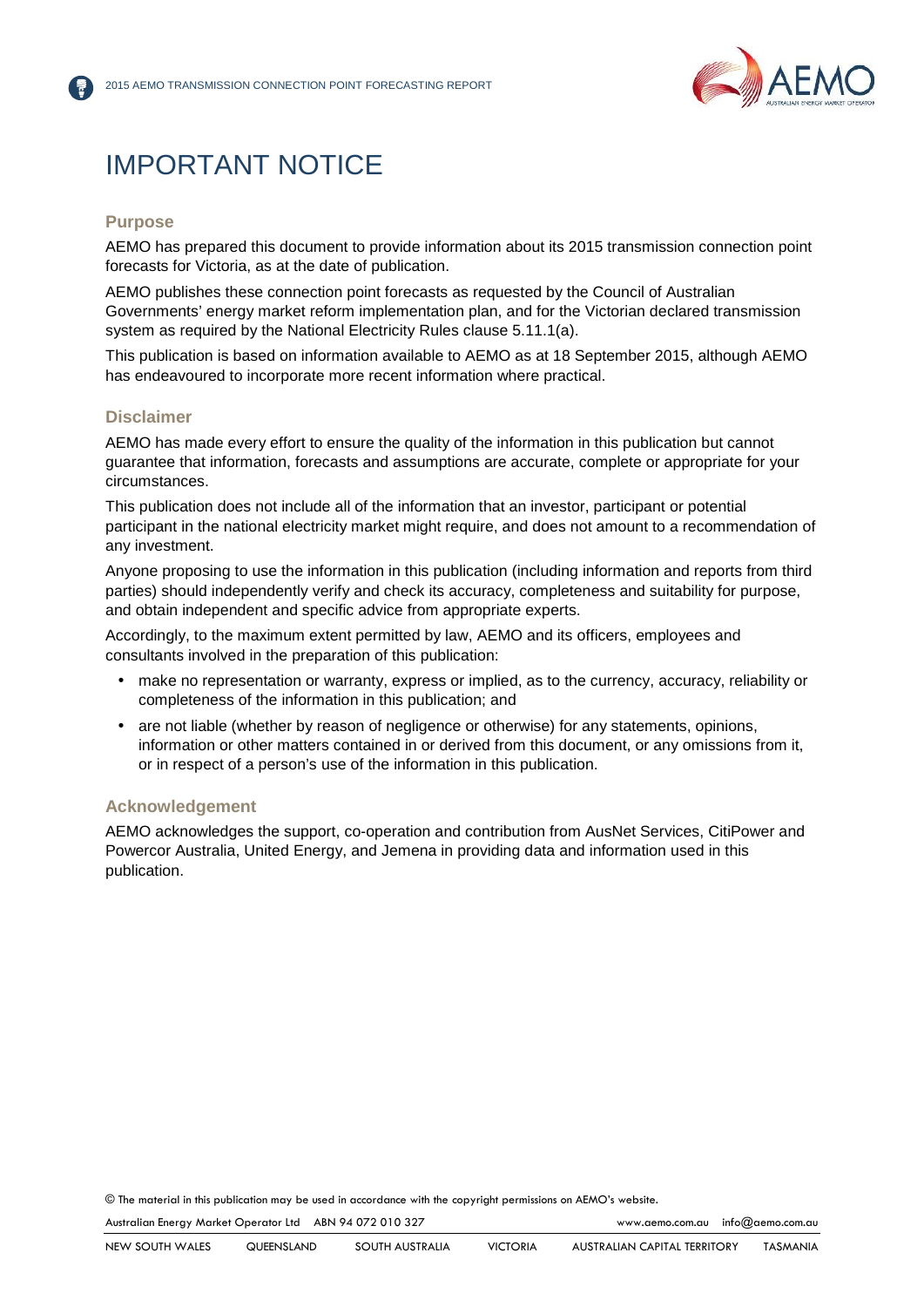# IMPORTANT NOTICE

## Purpose

AEMO has prepared this document to provide information about its 2015 transmission connection point forecasts for Victoria, as at the date of publication.

AEMO publishes these connection point forecasts as requested by the Council of Australian Governments' energy market reform implementation plan, and for the Victorian declared transmission system as required by the National Electricity Rules clause 5.11.1(a).

This publication is based on information available to AEMO as at 18 September 2015, although AEMO has endeavoured to incorporate more recent information where practical.

## Disclaimer

AEMO has made every effort to ensure the quality of the information in this publication but cannot guarantee that information, forecasts and assumptions are accurate, complete or appropriate for your circumstances.

This publication does not include all of the information that an investor, participant or potential participant in the national electricity market might require, and does not amount to a recommendation of any investment.

Anyone proposing to use the information in this publication (including information and reports from third parties) should independently verify and check its accuracy, completeness and suitability for purpose, and obtain independent and specific advice from appropriate experts.

Accordingly, to the maximum extent permitted by law, AEMO and its officers, employees and consultants involved in the preparation of this publication:

- make no representation or warranty, express or implied, as to the currency, accuracy, reliability or completeness of the information in this publication; and
- are not liable (whether by reason of negligence or otherwise) for any statements, opinions, information or other matters contained in or derived from this document, or any omissions from it, or in respect of a person's use of the information in this publication.

## Acknowledgement

AEMO acknowledges the support, co-operation and contribution from AusNet Services, CitiPower and Powercor Australia, United Energy, and Jemena in providing data and information used in this publication.

© The material in this publication may be used in accordance with the copyright permissions on AEMO's website.

Australian Energy Market Operator Ltd ABN 94 072 010 327 www.aemo.com.au info@aemo.com.au

NEW SOUTH WALES QUEENSLAND SOUTH AUSTRALIA VICTORIA AUSTRALIAN CAPITAL TERRITORY TASMANIA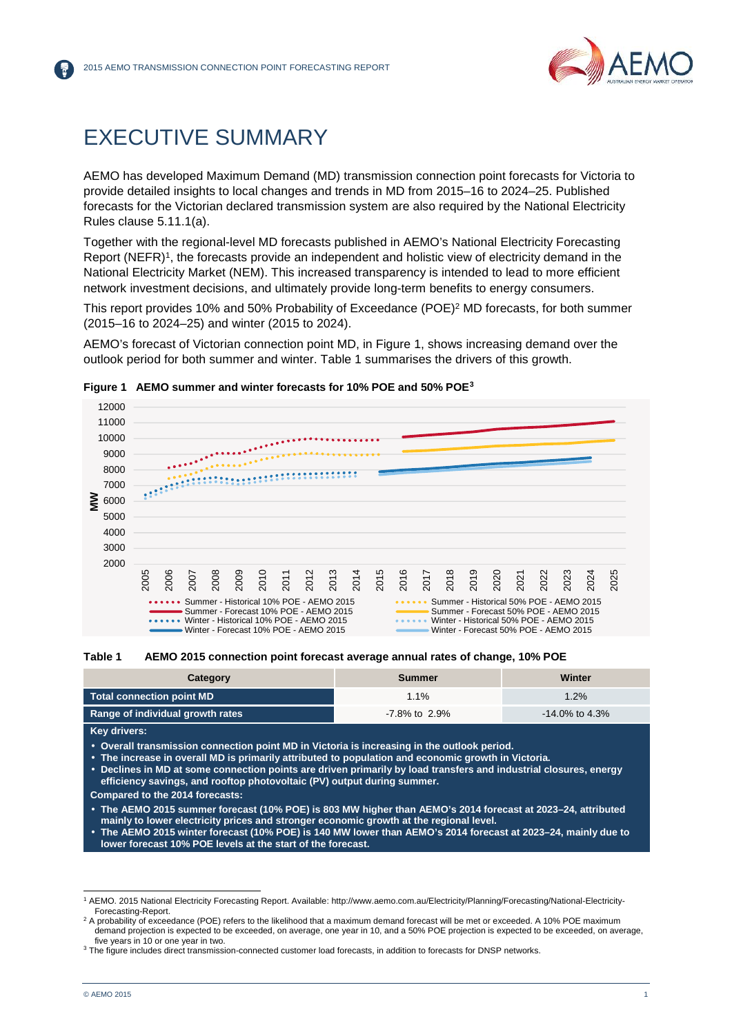# EXECUTIVE SUMMARY

AEMO has developed Maximum Demand (MD) transmission connection point forecasts for Victoria to provide detailed insights to local changes and trends in MD from 2015–16 to 2024–25. Published forecasts for the Victorian declared transmission system are also required by the National Electricity Rules clause 5.11.1(a).

Together with the regional-level MD forecasts published in AEMO's National Electricity Forecasting Report (NEFR)[1], the forecasts provide an independent and holistic view of electricity demand in the National Electricity Market (NEM). This increased transparency is intended to lead to more efficient network investment decisions, and ultimately provide long-term benefits to energy consumers.

This report provides 10% and 50% Probability of Exceedance (POE)[2] MD forecasts, for both summer (2015–16 to 2024–25) and winter (2015 to 2024).

AEMO's forecast of Victorian connection point MD, in Figure 1, shows increasing demand over the outlook period for both summer and winter. Table 1 summarises the drivers of this growth.

**Figure 1 AEMO summer and winter forecasts for 10% POE and 50% POE[3]**

**Table 1 AEMO 2015 connection point forecast average annual rates of change, 10% POE**

| Category | Summer | Winter |
|---|---|---|
| Total connection point MD | 1.1% | 1.2% |
| Range of individual growth rates | -7.8% to 2.9% | -14.0% to 4.3% |

**Key drivers:**

- **Overall transmission connection point MD in Victoria is increasing in the outlook period.**
- **The increase in overall MD is primarily attributed to population and economic growth in Victoria.**
- **Declines in MD at some connection points are driven primarily by load transfers and industrial closures, energy efficiency savings, and rooftop photovoltaic (PV) output during summer.**

**Compared to the 2014 forecasts:**

- **The AEMO 2015 summer forecast (10% POE) is 803 MW higher than AEMO's 2014 forecast at 2023–24, attributed mainly to lower electricity prices and stronger economic growth at the regional level.**
- **The AEMO 2015 winter forecast (10% POE) is 140 MW lower than AEMO's 2014 forecast at 2023–24, mainly due to lower forecast 10% POE levels at the start of the forecast.**

---

[1] AEMO. 2015 National Electricity Forecasting Report. Available: http://www.aemo.com.au/Electricity/Planning/Forecasting/National-Electricity-Forecasting-Report.

[2] A probability of exceedance (POE) refers to the likelihood that a maximum demand forecast will be met or exceeded. A 10% POE maximum demand projection is expected to be exceeded, on average, one year in 10, and a 50% POE projection is expected to be exceeded, on average, five years in 10 or one year in two.

[3] The figure includes direct transmission-connected customer load forecasts, in addition to forecasts for DNSP networks.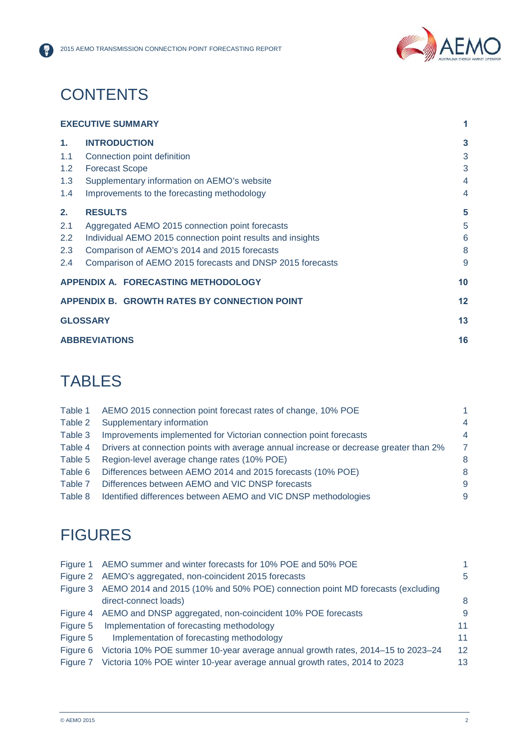# CONTENTS

| | | |
|---|---|---|
| **EXECUTIVE SUMMARY** | | **1** |
| **1.** | **INTRODUCTION** | **3** |
| 1.1 | Connection point definition | 3 |
| 1.2 | Forecast Scope | 3 |
| 1.3 | Supplementary information on AEMO's website | 4 |
| 1.4 | Improvements to the forecasting methodology | 4 |
| **2.** | **RESULTS** | **5** |
| 2.1 | Aggregated AEMO 2015 connection point forecasts | 5 |
| 2.2 | Individual AEMO 2015 connection point results and insights | 6 |
| 2.3 | Comparison of AEMO's 2014 and 2015 forecasts | 8 |
| 2.4 | Comparison of AEMO 2015 forecasts and DNSP 2015 forecasts | 9 |
| **APPENDIX A. FORECASTING METHODOLOGY** | | **10** |
| **APPENDIX B. GROWTH RATES BY CONNECTION POINT** | | **12** |
| **GLOSSARY** | | **13** |
| **ABBREVIATIONS** | | **16** |

# TABLES

| | | |
|---|---|---|
| Table 1 | AEMO 2015 connection point forecast rates of change, 10% POE | 1 |
| Table 2 | Supplementary information | 4 |
| Table 3 | Improvements implemented for Victorian connection point forecasts | 4 |
| Table 4 | Drivers at connection points with average annual increase or decrease greater than 2% | 7 |
| Table 5 | Region-level average change rates (10% POE) | 8 |
| Table 6 | Differences between AEMO 2014 and 2015 forecasts (10% POE) | 8 |
| Table 7 | Differences between AEMO and VIC DNSP forecasts | 9 |
| Table 8 | Identified differences between AEMO and VIC DNSP methodologies | 9 |

# FIGURES

| | | |
|---|---|---|
| Figure 1 | AEMO summer and winter forecasts for 10% POE and 50% POE | 1 |
| Figure 2 | AEMO's aggregated, non-coincident 2015 forecasts | 5 |
| Figure 3 | AEMO 2014 and 2015 (10% and 50% POE) connection point MD forecasts (excluding direct-connect loads) | 8 |
| Figure 4 | AEMO and DNSP aggregated, non-coincident 10% POE forecasts | 9 |
| Figure 5 | Implementation of forecasting methodology | 11 |
| Figure 5 | Implementation of forecasting methodology | 11 |
| Figure 6 | Victoria 10% POE summer 10-year average annual growth rates, 2014–15 to 2023–24 | 12 |
| Figure 7 | Victoria 10% POE winter 10-year average annual growth rates, 2014 to 2023 | 13 |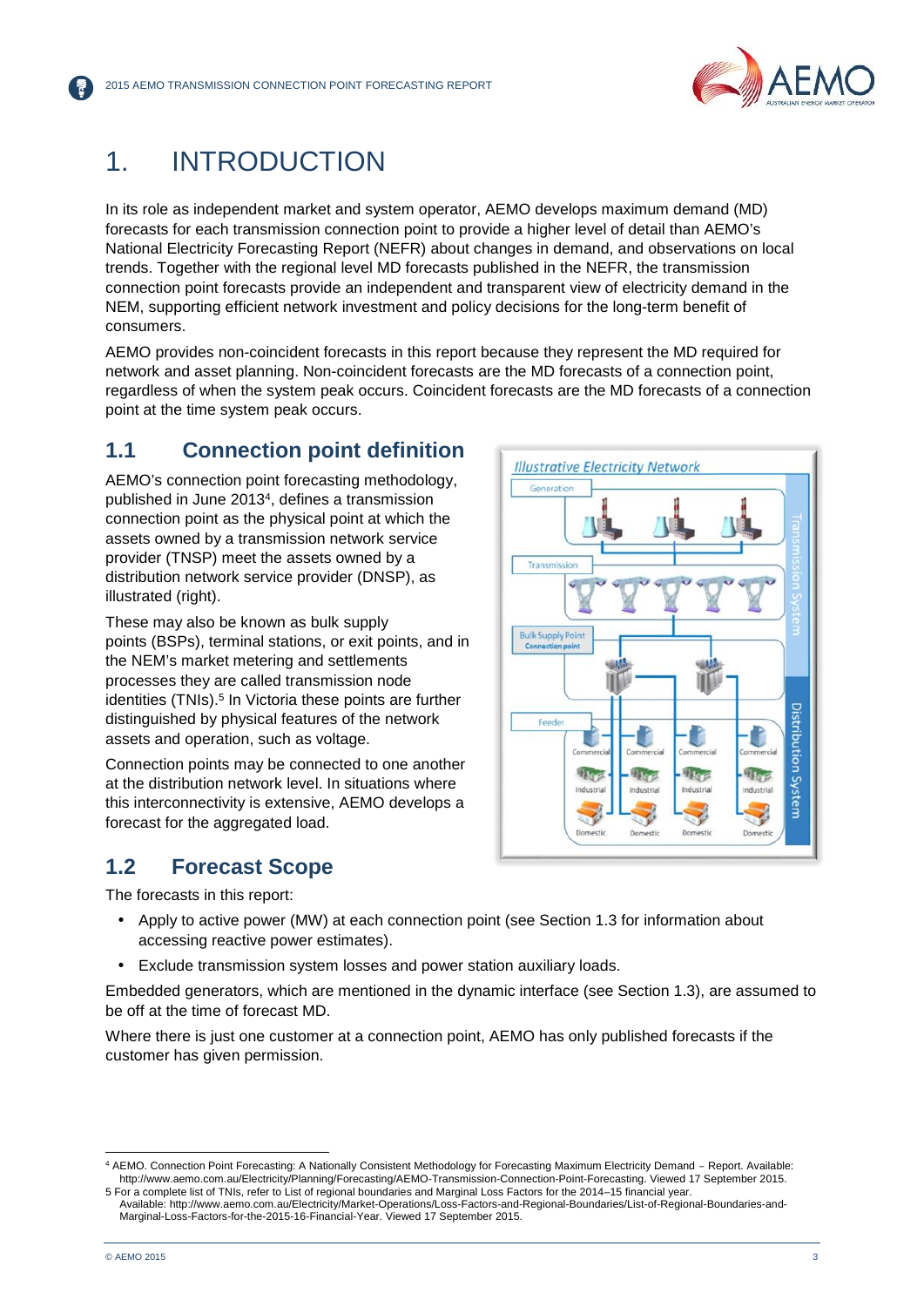# 1. INTRODUCTION

In its role as independent market and system operator, AEMO develops maximum demand (MD) forecasts for each transmission connection point to provide a higher level of detail than AEMO's National Electricity Forecasting Report (NEFR) about changes in demand, and observations on local trends. Together with the regional level MD forecasts published in the NEFR, the transmission connection point forecasts provide an independent and transparent view of electricity demand in the NEM, supporting efficient network investment and policy decisions for the long-term benefit of consumers.

AEMO provides non-coincident forecasts in this report because they represent the MD required for network and asset planning. Non-coincident forecasts are the MD forecasts of a connection point, regardless of when the system peak occurs. Coincident forecasts are the MD forecasts of a connection point at the time system peak occurs.

## 1.1 Connection point definition

AEMO's connection point forecasting methodology, published in June 2013[4], defines a transmission connection point as the physical point at which the assets owned by a transmission network service provider (TNSP) meet the assets owned by a distribution network service provider (DNSP), as illustrated (right).

These may also be known as bulk supply points (BSPs), terminal stations, or exit points, and in the NEM's market metering and settlements processes they are called transmission node identities (TNIs).[5] In Victoria these points are further distinguished by physical features of the network assets and operation, such as voltage.

Connection points may be connected to one another at the distribution network level. In situations where this interconnectivity is extensive, AEMO develops a forecast for the aggregated load.

## 1.2 Forecast Scope

The forecasts in this report:

- Apply to active power (MW) at each connection point (see Section 1.3 for information about accessing reactive power estimates).
- Exclude transmission system losses and power station auxiliary loads.

Embedded generators, which are mentioned in the dynamic interface (see Section 1.3), are assumed to be off at the time of forecast MD.

Where there is just one customer at a connection point, AEMO has only published forecasts if the customer has given permission.

---

[4] AEMO. Connection Point Forecasting: A Nationally Consistent Methodology for Forecasting Maximum Electricity Demand – Report. Available: http://www.aemo.com.au/Electricity/Planning/Forecasting/AEMO-Transmission-Connection-Point-Forecasting. Viewed 17 September 2015.

[5] For a complete list of TNIs, refer to List of regional boundaries and Marginal Loss Factors for the 2014–15 financial year. Available: http://www.aemo.com.au/Electricity/Market-Operations/Loss-Factors-and-Regional-Boundaries/List-of-Regional-Boundaries-and-Marginal-Loss-Factors-for-the-2015-16-Financial-Year. Viewed 17 September 2015.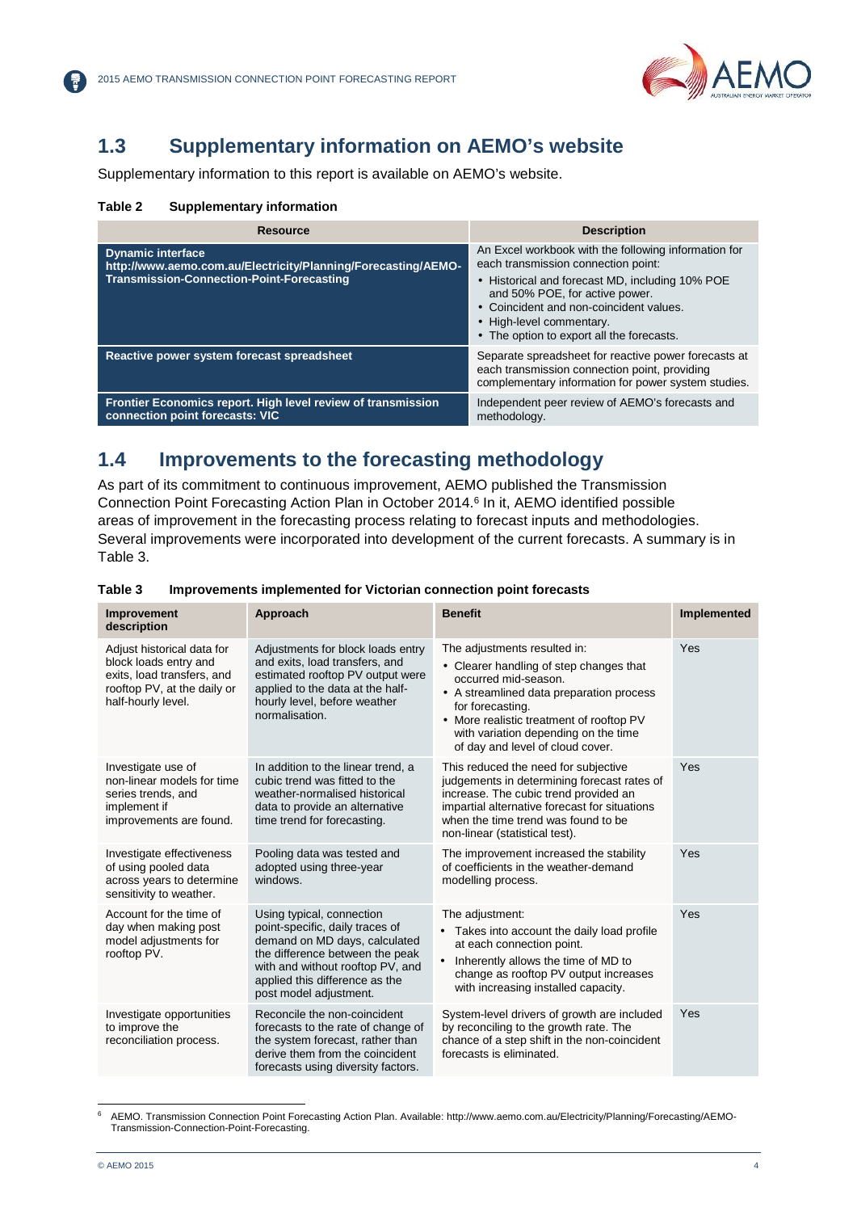## 1.3 Supplementary information on AEMO's website

Supplementary information to this report is available on AEMO's website.

**Table 2 Supplementary information**

| Resource | Description |
|---|---|
| **Dynamic interface** **http://www.aemo.com.au/Electricity/Planning/Forecasting/AEMO-Transmission-Connection-Point-Forecasting** | An Excel workbook with the following information for each transmission connection point: • Historical and forecast MD, including 10% POE and 50% POE, for active power. • Coincident and non-coincident values. • High-level commentary. • The option to export all the forecasts. |
| **Reactive power system forecast spreadsheet** | Separate spreadsheet for reactive power forecasts at each transmission connection point, providing complementary information for power system studies. |
| **Frontier Economics report. High level review of transmission connection point forecasts: VIC** | Independent peer review of AEMO's forecasts and methodology. |

## 1.4 Improvements to the forecasting methodology

As part of its commitment to continuous improvement, AEMO published the Transmission Connection Point Forecasting Action Plan in October 2014.[6] In it, AEMO identified possible areas of improvement in the forecasting process relating to forecast inputs and methodologies. Several improvements were incorporated into development of the current forecasts. A summary is in Table 3.

**Table 3 Improvements implemented for Victorian connection point forecasts**

| Improvement description | Approach | Benefit | Implemented |
|---|---|---|---|
| Adjust historical data for block loads entry and exits, load transfers, and rooftop PV, at the daily or half-hourly level. | Adjustments for block loads entry and exits, load transfers, and estimated rooftop PV output were applied to the data at the half-hourly level, before weather normalisation. | The adjustments resulted in: • Clearer handling of step changes that occurred mid-season. • A streamlined data preparation process for forecasting. • More realistic treatment of rooftop PV with variation depending on the time of day and level of cloud cover. | Yes |
| Investigate use of non-linear models for time series trends, and implement if improvements are found. | In addition to the linear trend, a cubic trend was fitted to the weather-normalised historical data to provide an alternative time trend for forecasting. | This reduced the need for subjective judgements in determining forecast rates of increase. The cubic trend provided an impartial alternative forecast for situations when the time trend was found to be non-linear (statistical test). | Yes |
| Investigate effectiveness of using pooled data across years to determine sensitivity to weather. | Pooling data was tested and adopted using three-year windows. | The improvement increased the stability of coefficients in the weather-demand modelling process. | Yes |
| Account for the time of day when making post model adjustments for rooftop PV. | Using typical, connection point-specific, daily traces of demand on MD days, calculated the difference between the peak with and without rooftop PV, and applied this difference as the post model adjustment. | The adjustment: • Takes into account the daily load profile at each connection point. • Inherently allows the time of MD to change as rooftop PV output increases with increasing installed capacity. | Yes |
| Investigate opportunities to improve the reconciliation process. | Reconcile the non-coincident forecasts to the rate of change of the system forecast, rather than derive them from the coincident forecasts using diversity factors. | System-level drivers of growth are included by reconciling to the growth rate. The chance of a step shift in the non-coincident forecasts is eliminated. | Yes |

[6] AEMO. Transmission Connection Point Forecasting Action Plan. Available: http://www.aemo.com.au/Electricity/Planning/Forecasting/AEMO-Transmission-Connection-Point-Forecasting.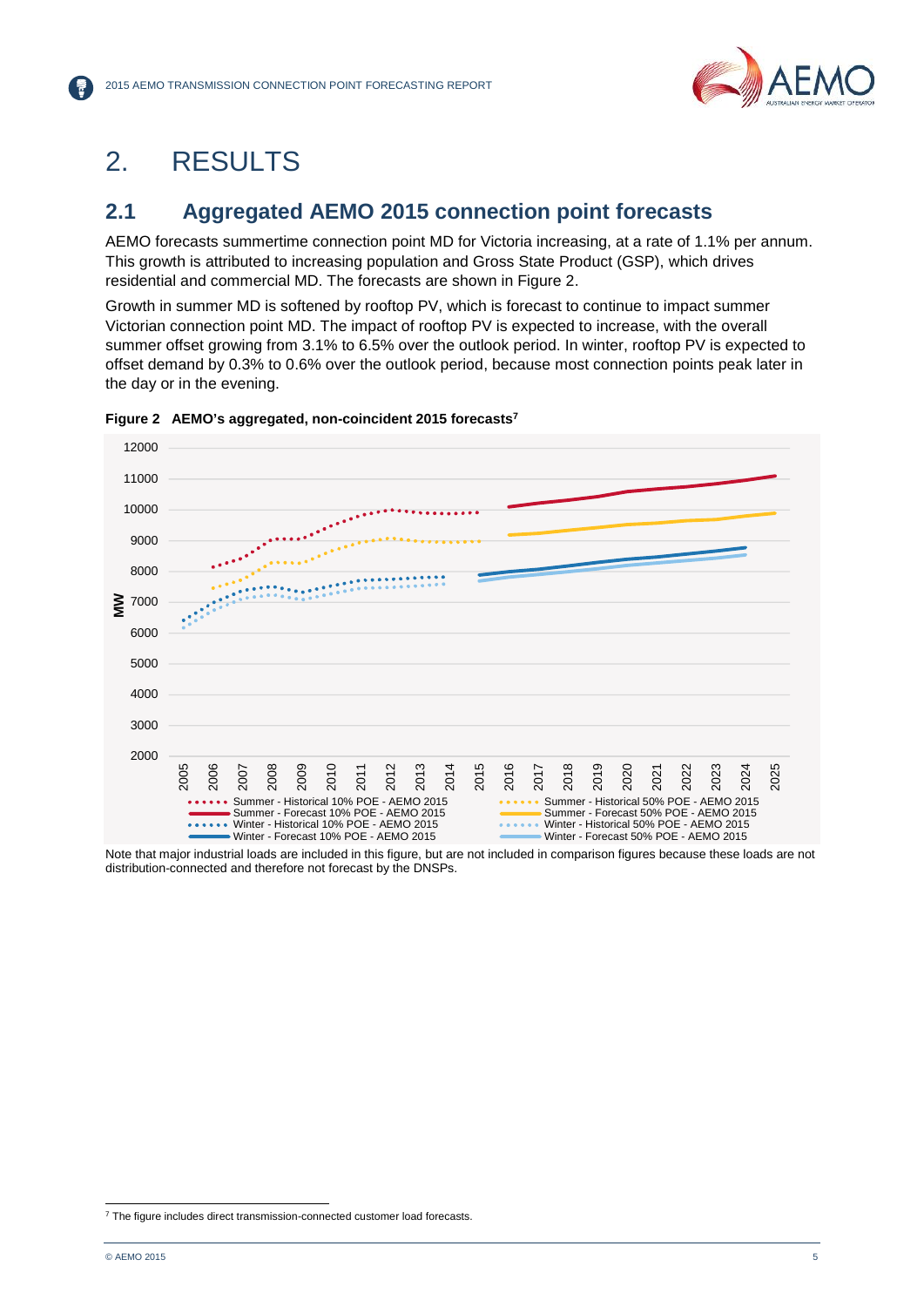# 2. RESULTS

## 2.1 Aggregated AEMO 2015 connection point forecasts

AEMO forecasts summertime connection point MD for Victoria increasing, at a rate of 1.1% per annum. This growth is attributed to increasing population and Gross State Product (GSP), which drives residential and commercial MD. The forecasts are shown in Figure 2.

Growth in summer MD is softened by rooftop PV, which is forecast to continue to impact summer Victorian connection point MD. The impact of rooftop PV is expected to increase, with the overall summer offset growing from 3.1% to 6.5% over the outlook period. In winter, rooftop PV is expected to offset demand by 0.3% to 0.6% over the outlook period, because most connection points peak later in the day or in the evening.

**Figure 2 AEMO's aggregated, non-coincident 2015 forecasts[7]**

Note that major industrial loads are included in this figure, but are not included in comparison figures because these loads are not distribution-connected and therefore not forecast by the DNSPs.

[7] The figure includes direct transmission-connected customer load forecasts.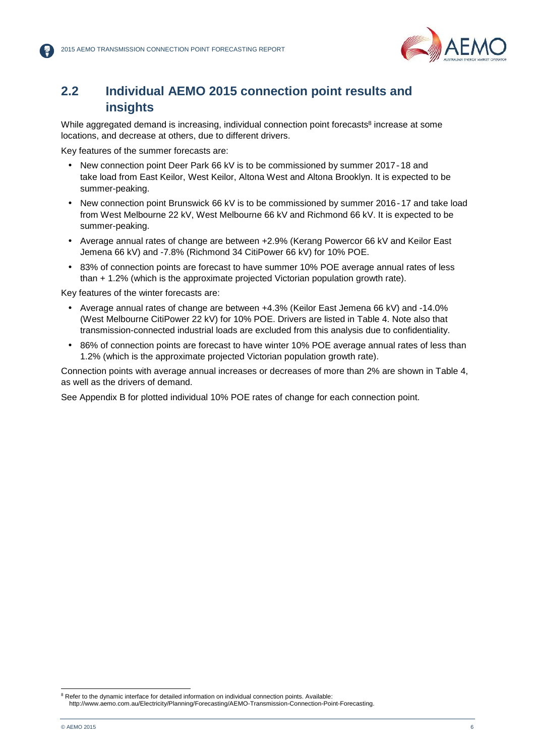## 2.2 Individual AEMO 2015 connection point results and insights

While aggregated demand is increasing, individual connection point forecasts[8] increase at some locations, and decrease at others, due to different drivers.

Key features of the summer forecasts are:

- New connection point Deer Park 66 kV is to be commissioned by summer 2017-18 and take load from East Keilor, West Keilor, Altona West and Altona Brooklyn. It is expected to be summer-peaking.
- New connection point Brunswick 66 kV is to be commissioned by summer 2016-17 and take load from West Melbourne 22 kV, West Melbourne 66 kV and Richmond 66 kV. It is expected to be summer-peaking.
- Average annual rates of change are between +2.9% (Kerang Powercor 66 kV and Keilor East Jemena 66 kV) and -7.8% (Richmond 34 CitiPower 66 kV) for 10% POE.
- 83% of connection points are forecast to have summer 10% POE average annual rates of less than + 1.2% (which is the approximate projected Victorian population growth rate).

Key features of the winter forecasts are:

- Average annual rates of change are between +4.3% (Keilor East Jemena 66 kV) and -14.0% (West Melbourne CitiPower 22 kV) for 10% POE. Drivers are listed in Table 4. Note also that transmission-connected industrial loads are excluded from this analysis due to confidentiality.
- 86% of connection points are forecast to have winter 10% POE average annual rates of less than 1.2% (which is the approximate projected Victorian population growth rate).

Connection points with average annual increases or decreases of more than 2% are shown in Table 4, as well as the drivers of demand.

See Appendix B for plotted individual 10% POE rates of change for each connection point.

[8] Refer to the dynamic interface for detailed information on individual connection points. Available: http://www.aemo.com.au/Electricity/Planning/Forecasting/AEMO-Transmission-Connection-Point-Forecasting.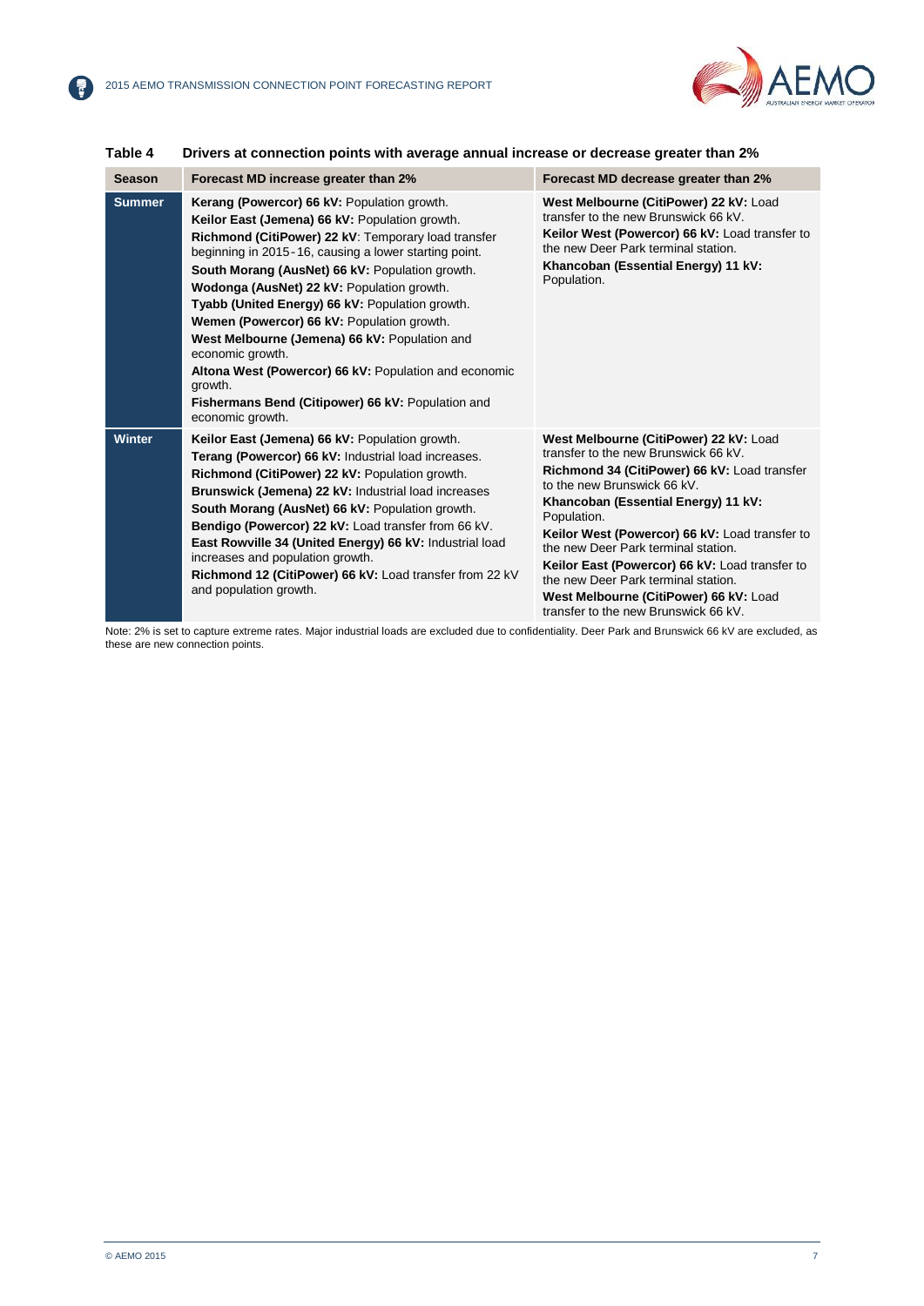**Table 4 Drivers at connection points with average annual increase or decrease greater than 2%**

| Season | Forecast MD increase greater than 2% | Forecast MD decrease greater than 2% |
|---|---|---|
| Summer | **Kerang (Powercor) 66 kV:** Population growth.<br>**Keilor East (Jemena) 66 kV:** Population growth.<br>**Richmond (CitiPower) 22 kV**: Temporary load transfer beginning in 2015-16, causing a lower starting point.<br>**South Morang (AusNet) 66 kV:** Population growth.<br>**Wodonga (AusNet) 22 kV:** Population growth.<br>**Tyabb (United Energy) 66 kV:** Population growth.<br>**Wemen (Powercor) 66 kV:** Population growth.<br>**West Melbourne (Jemena) 66 kV:** Population and economic growth.<br>**Altona West (Powercor) 66 kV:** Population and economic growth.<br>**Fishermans Bend (Citipower) 66 kV:** Population and economic growth. | **West Melbourne (CitiPower) 22 kV:** Load transfer to the new Brunswick 66 kV.<br>**Keilor West (Powercor) 66 kV:** Load transfer to the new Deer Park terminal station.<br>**Khancoban (Essential Energy) 11 kV:** Population. |
| Winter | **Keilor East (Jemena) 66 kV:** Population growth.<br>**Terang (Powercor) 66 kV:** Industrial load increases.<br>**Richmond (CitiPower) 22 kV:** Population growth.<br>**Brunswick (Jemena) 22 kV:** Industrial load increases<br>**South Morang (AusNet) 66 kV:** Population growth.<br>**Bendigo (Powercor) 22 kV:** Load transfer from 66 kV.<br>**East Rowville 34 (United Energy) 66 kV:** Industrial load increases and population growth.<br>**Richmond 12 (CitiPower) 66 kV:** Load transfer from 22 kV and population growth. | **West Melbourne (CitiPower) 22 kV:** Load transfer to the new Brunswick 66 kV.<br>**Richmond 34 (CitiPower) 66 kV:** Load transfer to the new Brunswick 66 kV.<br>**Khancoban (Essential Energy) 11 kV:** Population.<br>**Keilor West (Powercor) 66 kV:** Load transfer to the new Deer Park terminal station.<br>**Keilor East (Powercor) 66 kV:** Load transfer to the new Deer Park terminal station.<br>**West Melbourne (CitiPower) 66 kV:** Load transfer to the new Brunswick 66 kV. |

Note: 2% is set to capture extreme rates. Major industrial loads are excluded due to confidentiality. Deer Park and Brunswick 66 kV are excluded, as these are new connection points.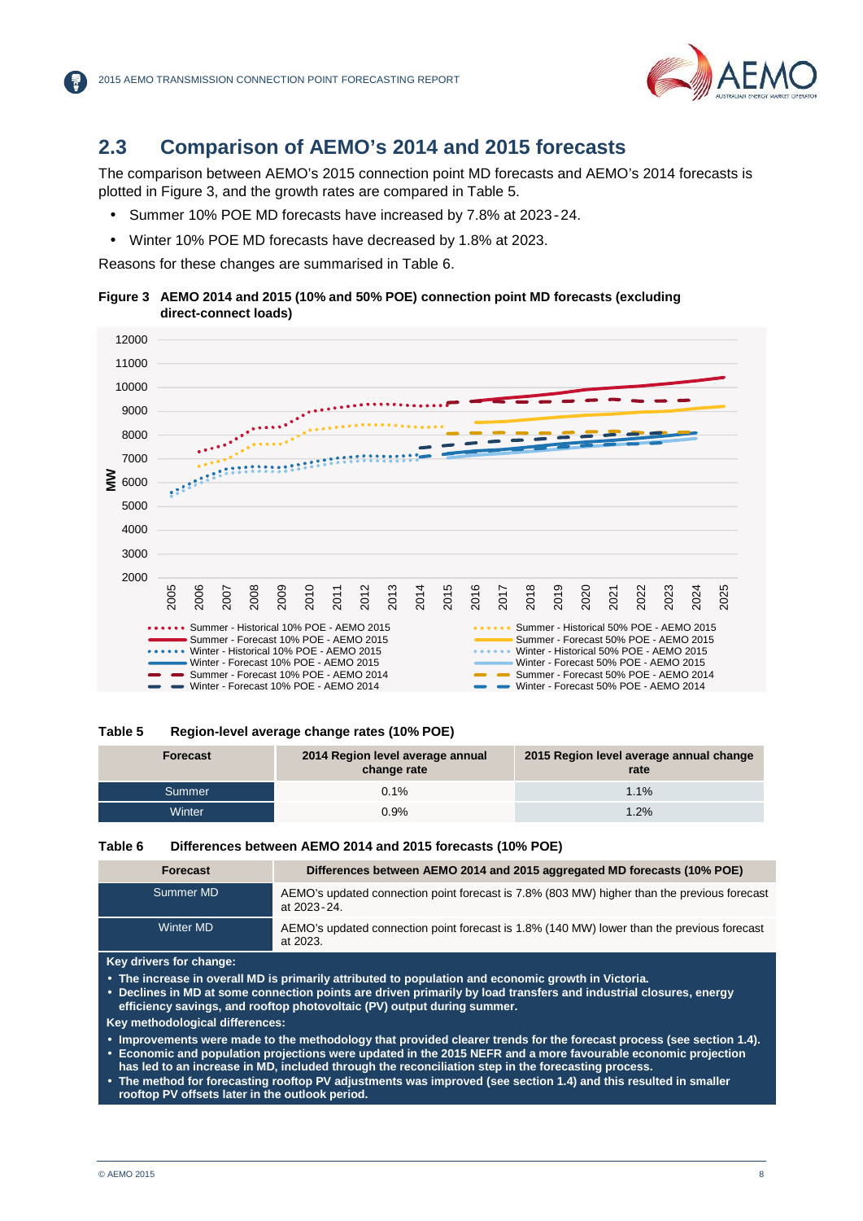## 2.3 Comparison of AEMO's 2014 and 2015 forecasts

The comparison between AEMO's 2015 connection point MD forecasts and AEMO's 2014 forecasts is plotted in Figure 3, and the growth rates are compared in Table 5.

- Summer 10% POE MD forecasts have increased by 7.8% at 2023-24.
- Winter 10% POE MD forecasts have decreased by 1.8% at 2023.

Reasons for these changes are summarised in Table 6.

**Figure 3 AEMO 2014 and 2015 (10% and 50% POE) connection point MD forecasts (excluding direct-connect loads)**

**Table 5 Region-level average change rates (10% POE)**

| Forecast | 2014 Region level average annual change rate | 2015 Region level average annual change rate |
|---|---|---|
| Summer | 0.1% | 1.1% |
| Winter | 0.9% | 1.2% |

**Table 6 Differences between AEMO 2014 and 2015 forecasts (10% POE)**

| Forecast | Differences between AEMO 2014 and 2015 aggregated MD forecasts (10% POE) |
|---|---|
| Summer MD | AEMO's updated connection point forecast is 7.8% (803 MW) higher than the previous forecast at 2023-24. |
| Winter MD | AEMO's updated connection point forecast is 1.8% (140 MW) lower than the previous forecast at 2023. |

**Key drivers for change:**

- **The increase in overall MD is primarily attributed to population and economic growth in Victoria.**
- **Declines in MD at some connection points are driven primarily by load transfers and industrial closures, energy efficiency savings, and rooftop photovoltaic (PV) output during summer.**

**Key methodological differences:**

- **Improvements were made to the methodology that provided clearer trends for the forecast process (see section 1.4).**
- **Economic and population projections were updated in the 2015 NEFR and a more favourable economic projection has led to an increase in MD, included through the reconciliation step in the forecasting process.**
- **The method for forecasting rooftop PV adjustments was improved (see section 1.4) and this resulted in smaller rooftop PV offsets later in the outlook period.**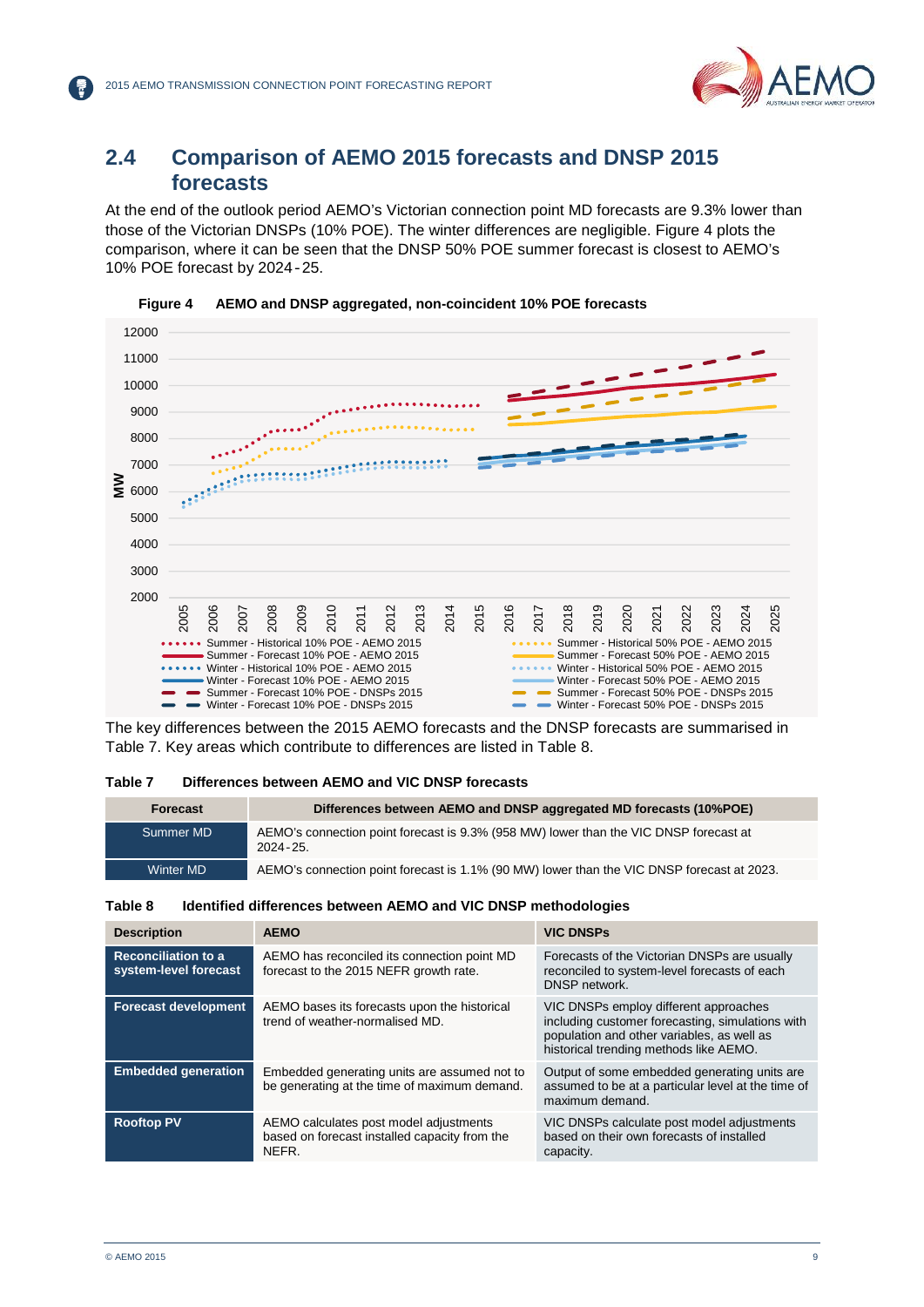## 2.4 Comparison of AEMO 2015 forecasts and DNSP 2015 forecasts

At the end of the outlook period AEMO's Victorian connection point MD forecasts are 9.3% lower than those of the Victorian DNSPs (10% POE). The winter differences are negligible. Figure 4 plots the comparison, where it can be seen that the DNSP 50% POE summer forecast is closest to AEMO's 10% POE forecast by 2024-25.

**Figure 4 AEMO and DNSP aggregated, non-coincident 10% POE forecasts**

The key differences between the 2015 AEMO forecasts and the DNSP forecasts are summarised in Table 7. Key areas which contribute to differences are listed in Table 8.

**Table 7 Differences between AEMO and VIC DNSP forecasts**

| Forecast | Differences between AEMO and DNSP aggregated MD forecasts (10%POE) |
|---|---|
| Summer MD | AEMO's connection point forecast is 9.3% (958 MW) lower than the VIC DNSP forecast at 2024-25. |
| Winter MD | AEMO's connection point forecast is 1.1% (90 MW) lower than the VIC DNSP forecast at 2023. |

**Table 8 Identified differences between AEMO and VIC DNSP methodologies**

| Description | AEMO | VIC DNSPs |
|---|---|---|
| **Reconciliation to a system-level forecast** | AEMO has reconciled its connection point MD forecast to the 2015 NEFR growth rate. | Forecasts of the Victorian DNSPs are usually reconciled to system-level forecasts of each DNSP network. |
| **Forecast development** | AEMO bases its forecasts upon the historical trend of weather-normalised MD. | VIC DNSPs employ different approaches including customer forecasting, simulations with population and other variables, as well as historical trending methods like AEMO. |
| **Embedded generation** | Embedded generating units are assumed not to be generating at the time of maximum demand. | Output of some embedded generating units are assumed to be at a particular level at the time of maximum demand. |
| **Rooftop PV** | AEMO calculates post model adjustments based on forecast installed capacity from the NEFR. | VIC DNSPs calculate post model adjustments based on their own forecasts of installed capacity. |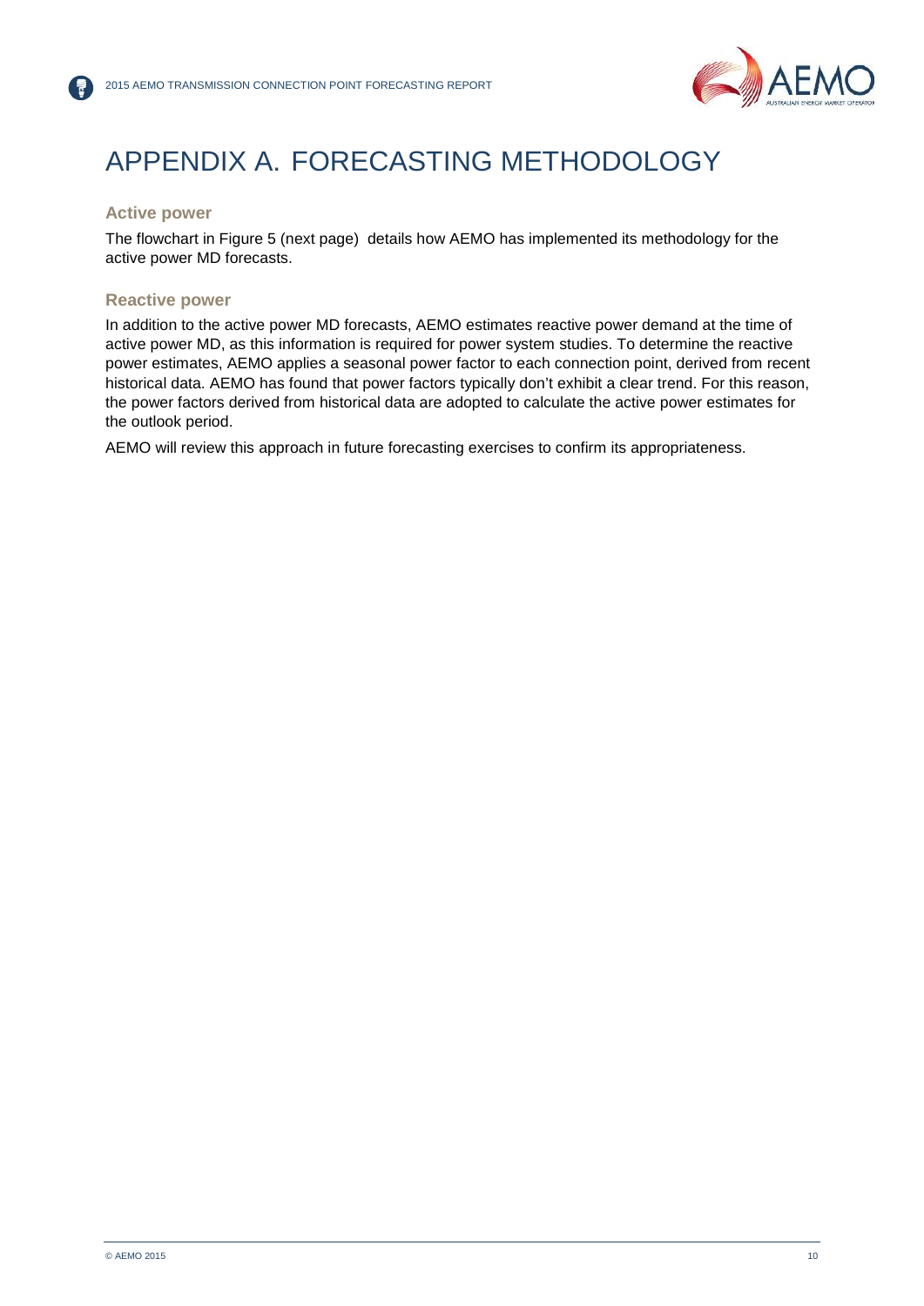# APPENDIX A. FORECASTING METHODOLOGY

### Active power

The flowchart in Figure 5 (next page) details how AEMO has implemented its methodology for the active power MD forecasts.

### Reactive power

In addition to the active power MD forecasts, AEMO estimates reactive power demand at the time of active power MD, as this information is required for power system studies. To determine the reactive power estimates, AEMO applies a seasonal power factor to each connection point, derived from recent historical data. AEMO has found that power factors typically don't exhibit a clear trend. For this reason, the power factors derived from historical data are adopted to calculate the active power estimates for the outlook period.

AEMO will review this approach in future forecasting exercises to confirm its appropriateness.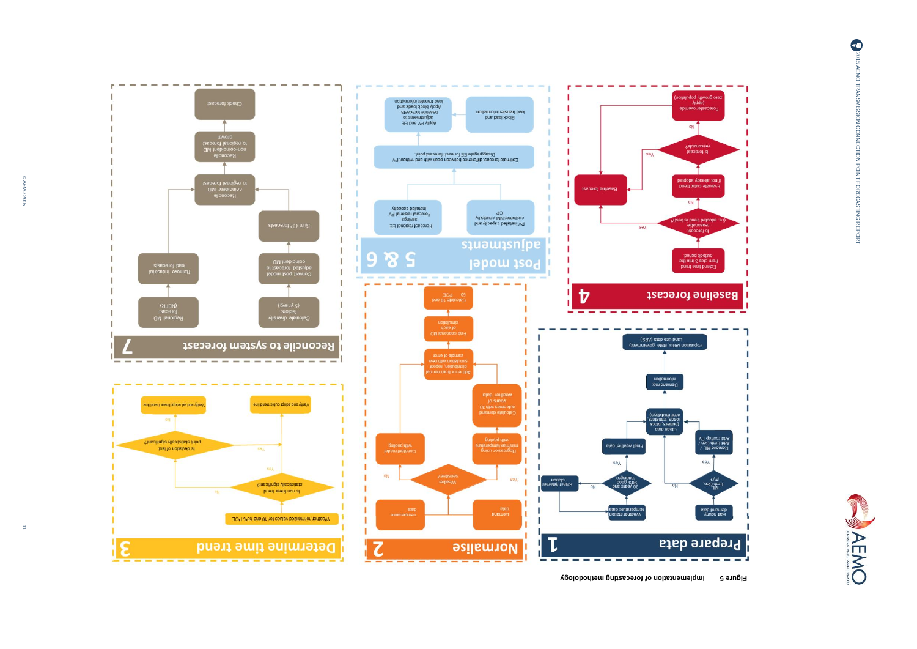Figure 5 Implementation of forecasting methodology

## 1 Prepare data

- Half hourly demand data
- MIL, Emb Gen, PV?
  - Yes: Remove MIL / Add Emb Gen / Add rooftop PV
  - No
- Clean data (outliers, block loads, transfers, and mild days)
- Weather station temperature data
- 30 years and 90% good readings?
  - Yes: Final weather data
  - No: Select different station
- Demand max information
- Population (ABS, state government) Land use data (ABS)

## 2 Normalise

- Demand data
- Temperature data
- Weather sensitive?
  - Yes: Regression using min/max temperature with peak pooling
  - No: Constant model with pooling
- Calculate demand outcomes with 30 years of weather data
- Add error from normal distribution, repeat simulation with new sample of error
- Find seasonal MD of each simulation
- Calculate 10 and 50 POE

## 3 Determine time trend

- Weather normalised values for 10 and 50% POE
- Is non linear trend statistically significant?
  - Yes: Is deviation of last point statistically significant?
    - Yes: Verify and adopt cubic trend line
    - No: Verify and adopt linear trend line
  - No: Verify and adopt linear trend line

## 4 Baseline forecast

- Extend time trend from step 3 into the outlook period
- Is forecast reasonable (i.e. adopted trend is best)?
  - Yes: Baseline forecast
  - No: Evaluate cubic trend if not already adopted
- Is forecast reasonable?
  - Yes: Baseline forecast
  - No: Forecast override (apply zero growth, population)

## 5 & 6 Post model adjustments

- PV installed capacity and customer NMI counts by CP
- Forecast regional EE savings
- Forecast regional PV installed capacity
- Estimate forecast difference between peak with and without PV
- Disaggregate EE for each forecast point
- Block load and load transfer information
- Apply PV and EE adjustments to baseline forecasts. Apply block loads and load transfer information

## 7 Reconcile to system forecast

- Calculate diversity factors (5 yr avg)
- Convert post model adjusted forecast to coincident MD
- Sum CP forecasts
- Regional MD forecast (NEFR)
- Remove industrial load forecasts
- Reconcile coincident MD to regional forecast
- Reconcile non-coincident MD to regional forecast growth
- Check forecast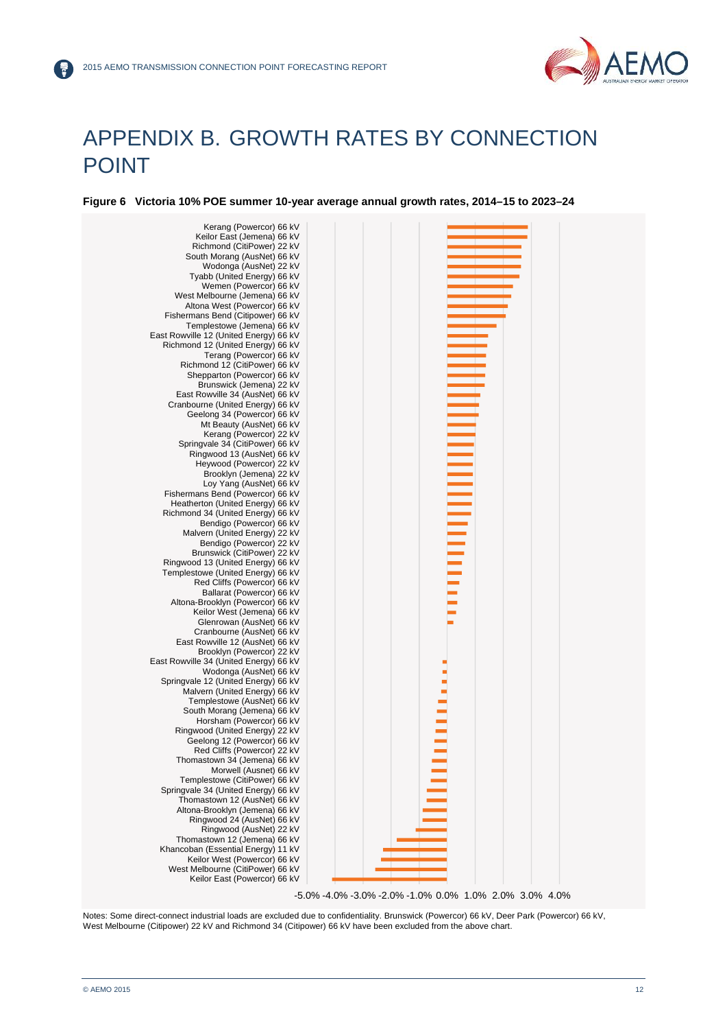# APPENDIX B. GROWTH RATES BY CONNECTION POINT

**Figure 6 Victoria 10% POE summer 10-year average annual growth rates, 2014–15 to 2023–24**

Kerang (Powercor) 66 kV
Keilor East (Jemena) 66 kV
Richmond (CitiPower) 22 kV
South Morang (AusNet) 66 kV
Wodonga (AusNet) 22 kV
Tyabb (United Energy) 66 kV
Wemen (Powercor) 66 kV
West Melbourne (Jemena) 66 kV
Altona West (Powercor) 66 kV
Fishermans Bend (Citipower) 66 kV
Templestowe (Jemena) 66 kV
East Rowville 12 (United Energy) 66 kV
Richmond 12 (United Energy) 66 kV
Terang (Powercor) 66 kV
Richmond 12 (CitiPower) 66 kV
Shepparton (Powercor) 66 kV
Brunswick (Jemena) 22 kV
East Rowville 34 (AusNet) 66 kV
Cranbourne (United Energy) 66 kV
Geelong 34 (Powercor) 66 kV
Mt Beauty (AusNet) 66 kV
Kerang (Powercor) 22 kV
Springvale 34 (CitiPower) 66 kV
Ringwood 13 (AusNet) 66 kV
Heywood (Powercor) 22 kV
Brooklyn (Jemena) 22 kV
Loy Yang (AusNet) 66 kV
Fishermans Bend (Powercor) 66 kV
Heatherton (United Energy) 66 kV
Richmond 34 (United Energy) 66 kV
Bendigo (Powercor) 66 kV
Malvern (United Energy) 22 kV
Bendigo (Powercor) 22 kV
Brunswick (CitiPower) 22 kV
Ringwood 13 (United Energy) 66 kV
Templestowe (United Energy) 66 kV
Red Cliffs (Powercor) 66 kV
Ballarat (Powercor) 66 kV
Altona-Brooklyn (Powercor) 66 kV
Keilor West (Jemena) 66 kV
Glenrowan (AusNet) 66 kV
Cranbourne (AusNet) 66 kV
East Rowville 12 (AusNet) 66 kV
Brooklyn (Powercor) 22 kV
East Rowville 34 (United Energy) 66 kV
Wodonga (AusNet) 66 kV
Springvale 12 (United Energy) 66 kV
Malvern (United Energy) 66 kV
Templestowe (AusNet) 66 kV
South Morang (Jemena) 66 kV
Horsham (Powercor) 66 kV
Ringwood (United Energy) 22 kV
Geelong 12 (Powercor) 66 kV
Red Cliffs (Powercor) 22 kV
Thomastown 34 (Jemena) 66 kV
Morwell (Ausnet) 66 kV
Templestowe (CitiPower) 66 kV
Springvale 34 (United Energy) 66 kV
Thomastown 12 (AusNet) 66 kV
Altona-Brooklyn (Jemena) 66 kV
Ringwood 24 (AusNet) 66 kV
Ringwood (AusNet) 22 kV
Thomastown 12 (Jemena) 66 kV
Khancoban (Essential Energy) 11 kV
Keilor West (Powercor) 66 kV
West Melbourne (CitiPower) 66 kV
Keilor East (Powercor) 66 kV

-5.0% -4.0% -3.0% -2.0% -1.0% 0.0% 1.0% 2.0% 3.0% 4.0%

Notes: Some direct-connect industrial loads are excluded due to confidentiality. Brunswick (Powercor) 66 kV, Deer Park (Powercor) 66 kV, West Melbourne (Citipower) 22 kV and Richmond 34 (Citipower) 66 kV have been excluded from the above chart.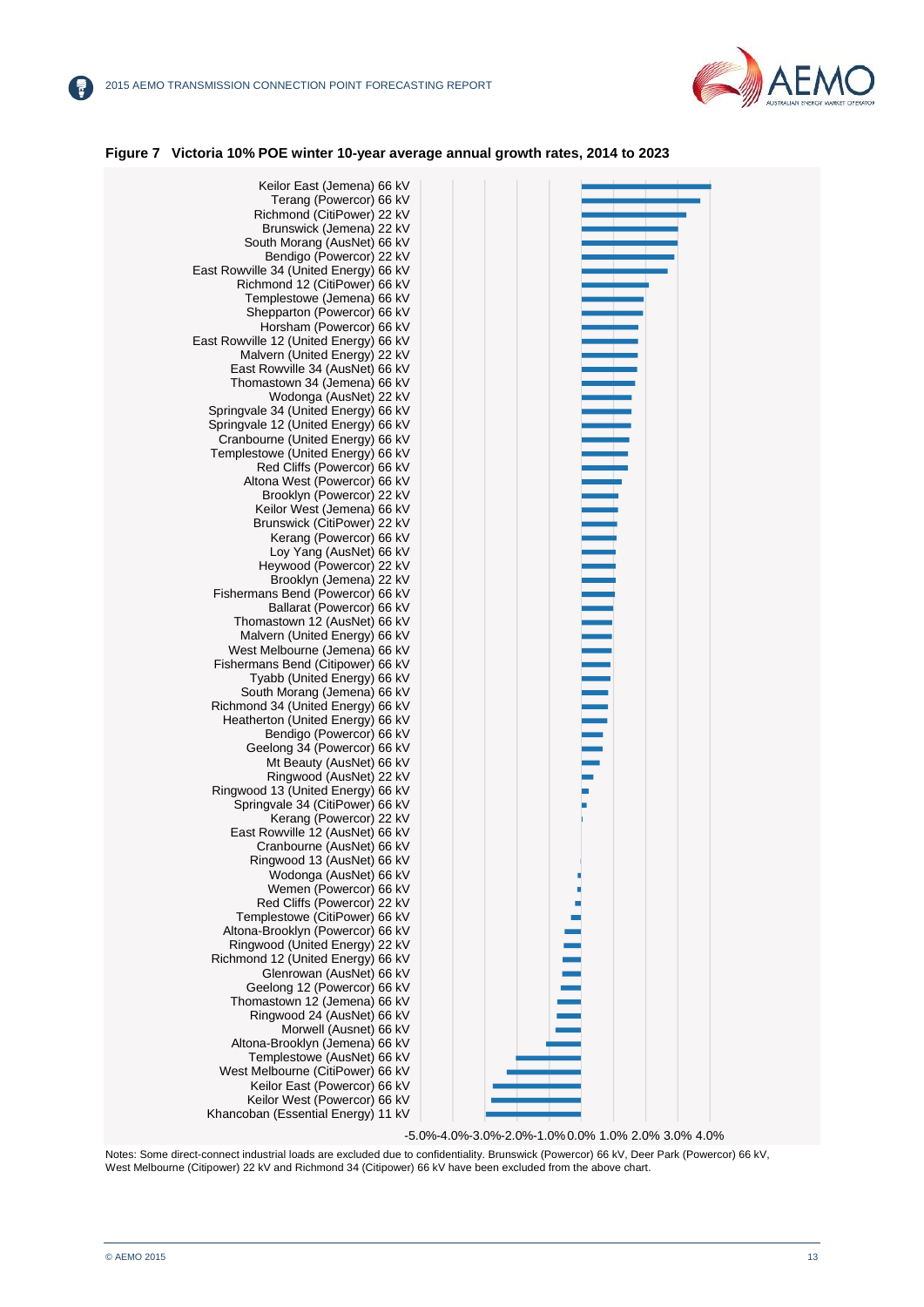**Figure 7 Victoria 10% POE winter 10-year average annual growth rates, 2014 to 2023**

Keilor East (Jemena) 66 kV
Terang (Powercor) 66 kV
Richmond (CitiPower) 22 kV
Brunswick (Jemena) 22 kV
South Morang (AusNet) 66 kV
Bendigo (Powercor) 22 kV
East Rowville 34 (United Energy) 66 kV
Richmond 12 (CitiPower) 66 kV
Templestowe (Jemena) 66 kV
Shepparton (Powercor) 66 kV
Horsham (Powercor) 66 kV
East Rowville 12 (United Energy) 66 kV
Malvern (United Energy) 22 kV
East Rowville 34 (AusNet) 66 kV
Thomastown 34 (Jemena) 66 kV
Wodonga (AusNet) 22 kV
Springvale 34 (United Energy) 66 kV
Springvale 12 (United Energy) 66 kV
Cranbourne (United Energy) 66 kV
Templestowe (United Energy) 66 kV
Red Cliffs (Powercor) 66 kV
Altona West (Powercor) 66 kV
Brooklyn (Powercor) 22 kV
Keilor West (Jemena) 66 kV
Brunswick (CitiPower) 22 kV
Kerang (Powercor) 66 kV
Loy Yang (AusNet) 66 kV
Heywood (Powercor) 22 kV
Brooklyn (Jemena) 22 kV
Fishermans Bend (Powercor) 66 kV
Ballarat (Powercor) 66 kV
Thomastown 12 (AusNet) 66 kV
Malvern (United Energy) 66 kV
West Melbourne (Jemena) 66 kV
Fishermans Bend (Citipower) 66 kV
Tyabb (United Energy) 66 kV
South Morang (Jemena) 66 kV
Richmond 34 (United Energy) 66 kV
Heatherton (United Energy) 66 kV
Bendigo (Powercor) 66 kV
Geelong 34 (Powercor) 66 kV
Mt Beauty (AusNet) 66 kV
Ringwood (AusNet) 22 kV
Ringwood 13 (United Energy) 66 kV
Springvale 34 (CitiPower) 66 kV
Kerang (Powercor) 22 kV
East Rowville 12 (AusNet) 66 kV
Cranbourne (AusNet) 66 kV
Ringwood 13 (AusNet) 66 kV
Wodonga (AusNet) 66 kV
Wemen (Powercor) 66 kV
Red Cliffs (Powercor) 22 kV
Templestowe (CitiPower) 66 kV
Altona-Brooklyn (Powercor) 66 kV
Ringwood (United Energy) 22 kV
Richmond 12 (United Energy) 66 kV
Glenrowan (AusNet) 66 kV
Geelong 12 (Powercor) 66 kV
Thomastown 12 (Jemena) 66 kV
Ringwood 24 (AusNet) 66 kV
Morwell (Ausnet) 66 kV
Altona-Brooklyn (Jemena) 66 kV
Templestowe (AusNet) 66 kV
West Melbourne (CitiPower) 66 kV
Keilor East (Powercor) 66 kV
Keilor West (Powercor) 66 kV
Khancoban (Essential Energy) 11 kV

-5.0% -4.0% -3.0% -2.0% -1.0% 0.0% 1.0% 2.0% 3.0% 4.0%

Notes: Some direct-connect industrial loads are excluded due to confidentiality. Brunswick (Powercor) 66 kV, Deer Park (Powercor) 66 kV, West Melbourne (Citipower) 22 kV and Richmond 34 (Citipower) 66 kV have been excluded from the above chart.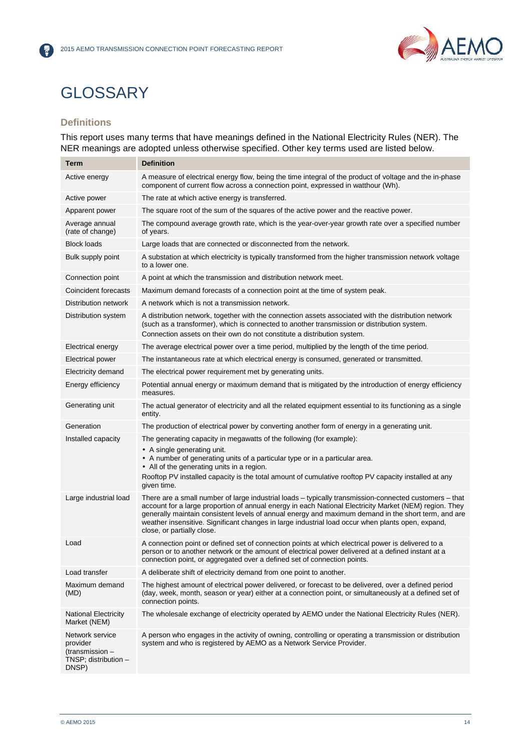# GLOSSARY

## Definitions

This report uses many terms that have meanings defined in the National Electricity Rules (NER). The NER meanings are adopted unless otherwise specified. Other key terms used are listed below.

| Term | Definition |
|---|---|
| Active energy | A measure of electrical energy flow, being the time integral of the product of voltage and the in-phase component of current flow across a connection point, expressed in watthour (Wh). |
| Active power | The rate at which active energy is transferred. |
| Apparent power | The square root of the sum of the squares of the active power and the reactive power. |
| Average annual (rate of change) | The compound average growth rate, which is the year-over-year growth rate over a specified number of years. |
| Block loads | Large loads that are connected or disconnected from the network. |
| Bulk supply point | A substation at which electricity is typically transformed from the higher transmission network voltage to a lower one. |
| Connection point | A point at which the transmission and distribution network meet. |
| Coincident forecasts | Maximum demand forecasts of a connection point at the time of system peak. |
| Distribution network | A network which is not a transmission network. |
| Distribution system | A distribution network, together with the connection assets associated with the distribution network (such as a transformer), which is connected to another transmission or distribution system. Connection assets on their own do not constitute a distribution system. |
| Electrical energy | The average electrical power over a time period, multiplied by the length of the time period. |
| Electrical power | The instantaneous rate at which electrical energy is consumed, generated or transmitted. |
| Electricity demand | The electrical power requirement met by generating units. |
| Energy efficiency | Potential annual energy or maximum demand that is mitigated by the introduction of energy efficiency measures. |
| Generating unit | The actual generator of electricity and all the related equipment essential to its functioning as a single entity. |
| Generation | The production of electrical power by converting another form of energy in a generating unit. |
| Installed capacity | The generating capacity in megawatts of the following (for example):<br>• A single generating unit.<br>• A number of generating units of a particular type or in a particular area.<br>• All of the generating units in a region.<br>Rooftop PV installed capacity is the total amount of cumulative rooftop PV capacity installed at any given time. |
| Large industrial load | There are a small number of large industrial loads – typically transmission-connected customers – that account for a large proportion of annual energy in each National Electricity Market (NEM) region. They generally maintain consistent levels of annual energy and maximum demand in the short term, and are weather insensitive. Significant changes in large industrial load occur when plants open, expand, close, or partially close. |
| Load | A connection point or defined set of connection points at which electrical power is delivered to a person or to another network or the amount of electrical power delivered at a defined instant at a connection point, or aggregated over a defined set of connection points. |
| Load transfer | A deliberate shift of electricity demand from one point to another. |
| Maximum demand (MD) | The highest amount of electrical power delivered, or forecast to be delivered, over a defined period (day, week, month, season or year) either at a connection point, or simultaneously at a defined set of connection points. |
| National Electricity Market (NEM) | The wholesale exchange of electricity operated by AEMO under the National Electricity Rules (NER). |
| Network service provider (transmission – TNSP; distribution – DNSP) | A person who engages in the activity of owning, controlling or operating a transmission or distribution system and who is registered by AEMO as a Network Service Provider. |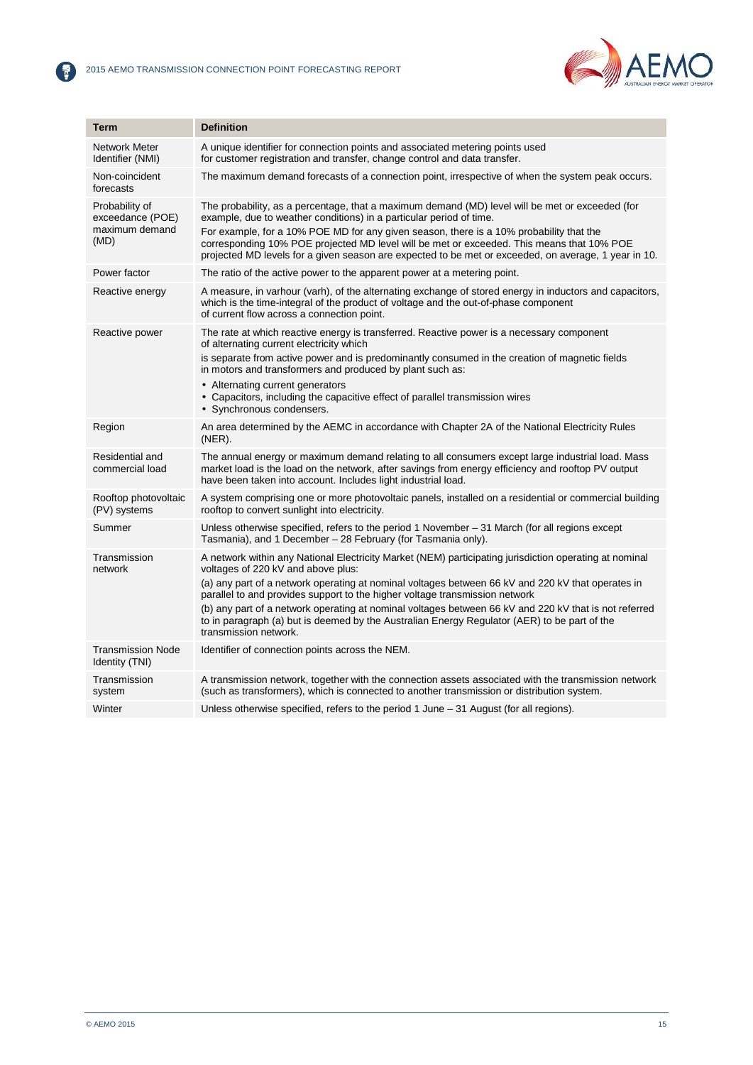| Term | Definition |
| --- | --- |
| Network Meter Identifier (NMI) | A unique identifier for connection points and associated metering points used for customer registration and transfer, change control and data transfer. |
| Non-coincident forecasts | The maximum demand forecasts of a connection point, irrespective of when the system peak occurs. |
| Probability of exceedance (POE) maximum demand (MD) | The probability, as a percentage, that a maximum demand (MD) level will be met or exceeded (for example, due to weather conditions) in a particular period of time. For example, for a 10% POE MD for any given season, there is a 10% probability that the corresponding 10% POE projected MD level will be met or exceeded. This means that 10% POE projected MD levels for a given season are expected to be met or exceeded, on average, 1 year in 10. |
| Power factor | The ratio of the active power to the apparent power at a metering point. |
| Reactive energy | A measure, in varhour (varh), of the alternating exchange of stored energy in inductors and capacitors, which is the time-integral of the product of voltage and the out-of-phase component of current flow across a connection point. |
| Reactive power | The rate at which reactive energy is transferred. Reactive power is a necessary component of alternating current electricity which is separate from active power and is predominantly consumed in the creation of magnetic fields in motors and transformers and produced by plant such as: • Alternating current generators • Capacitors, including the capacitive effect of parallel transmission wires • Synchronous condensers. |
| Region | An area determined by the AEMC in accordance with Chapter 2A of the National Electricity Rules (NER). |
| Residential and commercial load | The annual energy or maximum demand relating to all consumers except large industrial load. Mass market load is the load on the network, after savings from energy efficiency and rooftop PV output have been taken into account. Includes light industrial load. |
| Rooftop photovoltaic (PV) systems | A system comprising one or more photovoltaic panels, installed on a residential or commercial building rooftop to convert sunlight into electricity. |
| Summer | Unless otherwise specified, refers to the period 1 November – 31 March (for all regions except Tasmania), and 1 December – 28 February (for Tasmania only). |
| Transmission network | A network within any National Electricity Market (NEM) participating jurisdiction operating at nominal voltages of 220 kV and above plus: (a) any part of a network operating at nominal voltages between 66 kV and 220 kV that operates in parallel to and provides support to the higher voltage transmission network (b) any part of a network operating at nominal voltages between 66 kV and 220 kV that is not referred to in paragraph (a) but is deemed by the Australian Energy Regulator (AER) to be part of the transmission network. |
| Transmission Node Identity (TNI) | Identifier of connection points across the NEM. |
| Transmission system | A transmission network, together with the connection assets associated with the transmission network (such as transformers), which is connected to another transmission or distribution system. |
| Winter | Unless otherwise specified, refers to the period 1 June – 31 August (for all regions). |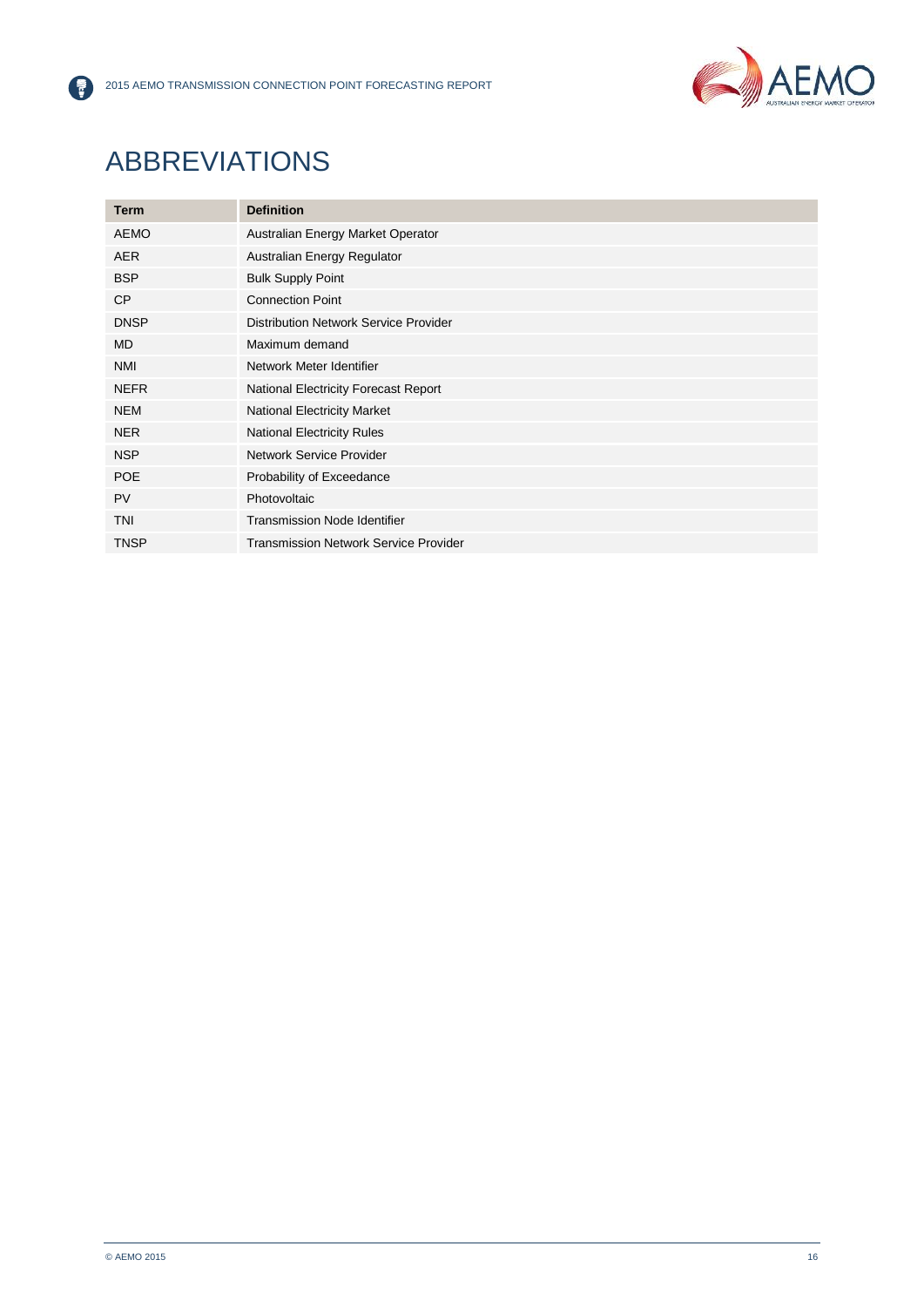# ABBREVIATIONS

| Term | Definition |
|---|---|
| AEMO | Australian Energy Market Operator |
| AER | Australian Energy Regulator |
| BSP | Bulk Supply Point |
| CP | Connection Point |
| DNSP | Distribution Network Service Provider |
| MD | Maximum demand |
| NMI | Network Meter Identifier |
| NEFR | National Electricity Forecast Report |
| NEM | National Electricity Market |
| NER | National Electricity Rules |
| NSP | Network Service Provider |
| POE | Probability of Exceedance |
| PV | Photovoltaic |
| TNI | Transmission Node Identifier |
| TNSP | Transmission Network Service Provider |